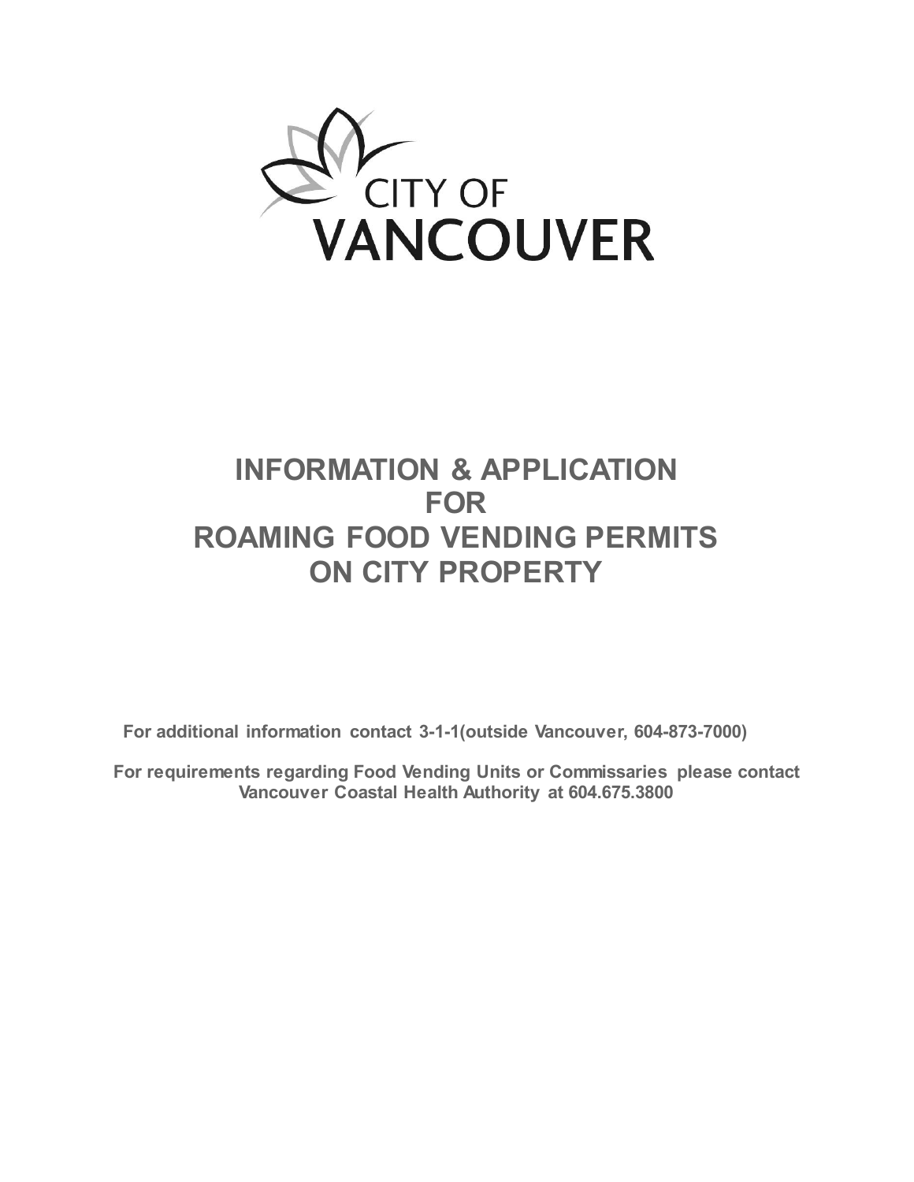CITY OF
VANCOUVER

# INFORMATION & APPLICATION FOR ROAMING FOOD VENDING PERMITS ON CITY PROPERTY

**For additional information contact 3-1-1(outside Vancouver, 604-873-7000)**

**For requirements regarding Food Vending Units or Commissaries please contact Vancouver Coastal Health Authority at 604.675.3800**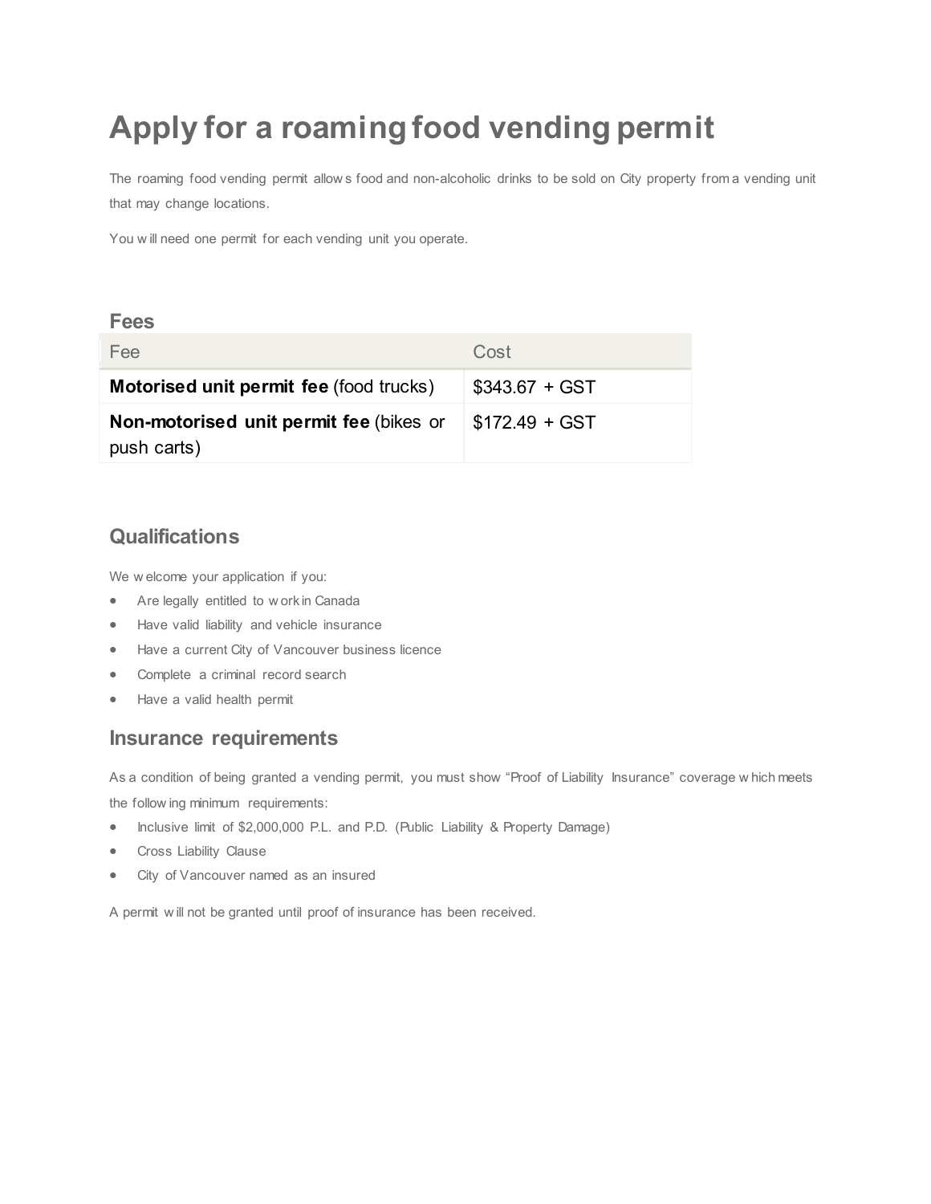# Apply for a roaming food vending permit

The roaming food vending permit allows food and non-alcoholic drinks to be sold on City property from a vending unit that may change locations.

You will need one permit for each vending unit you operate.

## Fees

| Fee | Cost |
| --- | --- |
| **Motorised unit permit fee** (food trucks) | $343.67 + GST |
| **Non-motorised unit permit fee** (bikes or push carts) | $172.49 + GST |

## Qualifications

We welcome your application if you:

- Are legally entitled to work in Canada
- Have valid liability and vehicle insurance
- Have a current City of Vancouver business licence
- Complete a criminal record search
- Have a valid health permit

## Insurance requirements

As a condition of being granted a vending permit, you must show "Proof of Liability Insurance" coverage which meets the following minimum requirements:

- Inclusive limit of $2,000,000 P.L. and P.D. (Public Liability & Property Damage)
- Cross Liability Clause
- City of Vancouver named as an insured

A permit will not be granted until proof of insurance has been received.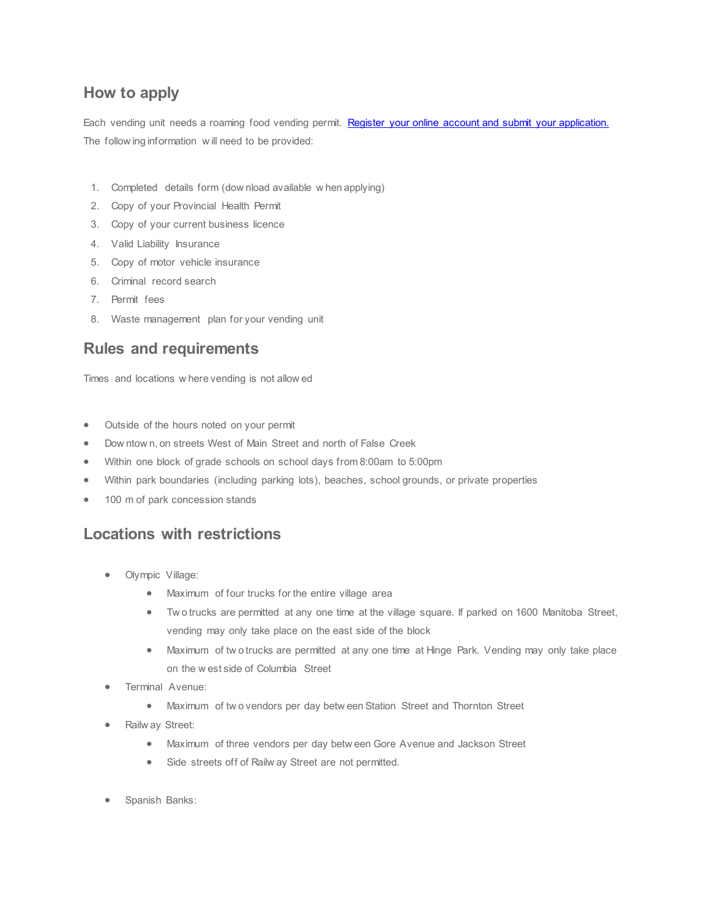## How to apply

Each vending unit needs a roaming food vending permit. [Register your online account and submit your application.](#)
The following information will need to be provided:

1. Completed details form (download available when applying)
2. Copy of your Provincial Health Permit
3. Copy of your current business licence
4. Valid Liability Insurance
5. Copy of motor vehicle insurance
6. Criminal record search
7. Permit fees
8. Waste management plan for your vending unit

## Rules and requirements

Times and locations where vending is not allowed

- Outside of the hours noted on your permit
- Downtown, on streets West of Main Street and north of False Creek
- Within one block of grade schools on school days from 8:00am to 5:00pm
- Within park boundaries (including parking lots), beaches, school grounds, or private properties
- 100 m of park concession stands

## Locations with restrictions

- Olympic Village:
  - Maximum of four trucks for the entire village area
  - Two trucks are permitted at any one time at the village square. If parked on 1600 Manitoba Street, vending may only take place on the east side of the block
  - Maximum of two trucks are permitted at any one time at Hinge Park. Vending may only take place on the west side of Columbia Street
- Terminal Avenue:
  - Maximum of two vendors per day between Station Street and Thornton Street
- Railway Street:
  - Maximum of three vendors per day between Gore Avenue and Jackson Street
  - Side streets off of Railway Street are not permitted.

- Spanish Banks: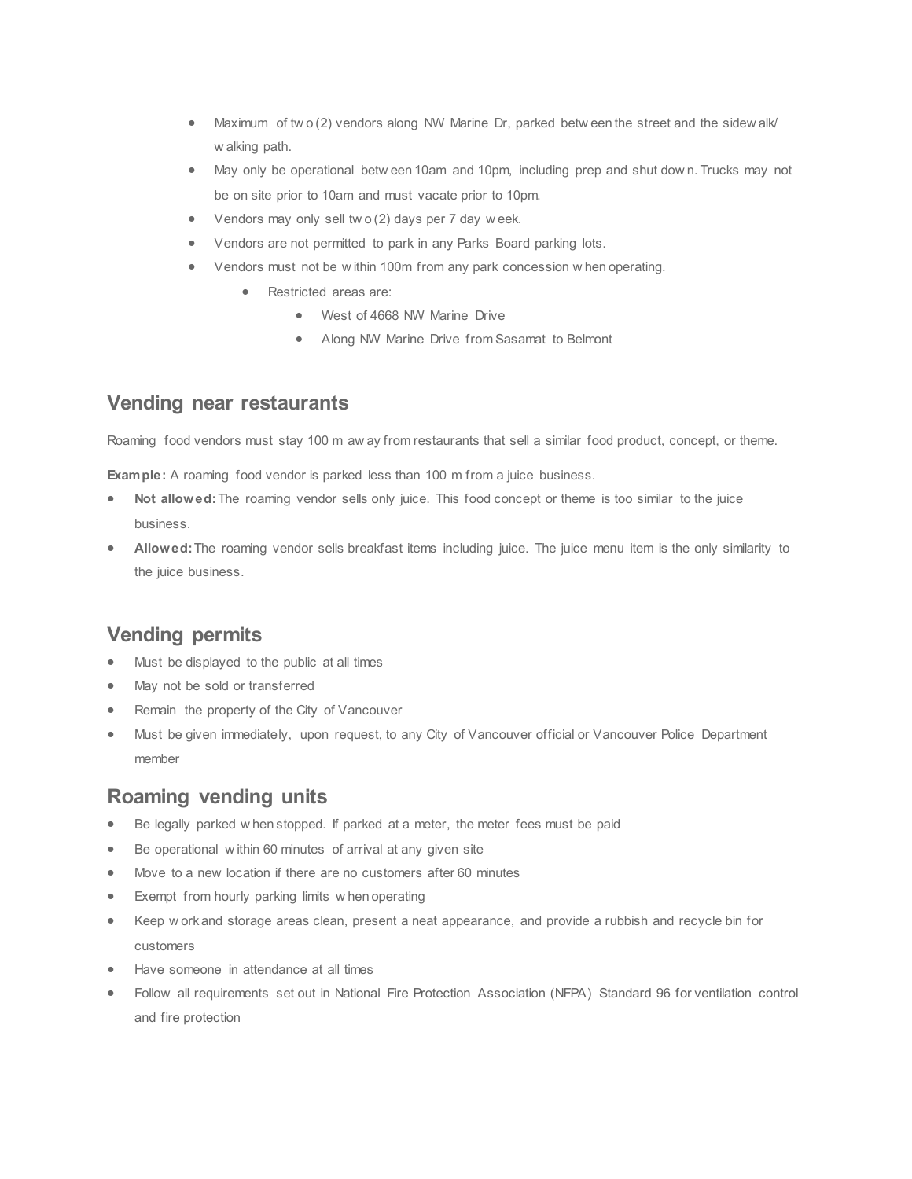- Maximum of two (2) vendors along NW Marine Dr, parked between the street and the sidewalk/ walking path.
- May only be operational between 10am and 10pm, including prep and shut down. Trucks may not be on site prior to 10am and must vacate prior to 10pm.
- Vendors may only sell two (2) days per 7 day week.
- Vendors are not permitted to park in any Parks Board parking lots.
- Vendors must not be within 100m from any park concession when operating.
  - Restricted areas are:
    - West of 4668 NW Marine Drive
    - Along NW Marine Drive from Sasamat to Belmont

## Vending near restaurants

Roaming food vendors must stay 100 m away from restaurants that sell a similar food product, concept, or theme.

**Example:** A roaming food vendor is parked less than 100 m from a juice business.

- **Not allowed:** The roaming vendor sells only juice. This food concept or theme is too similar to the juice business.
- **Allowed:** The roaming vendor sells breakfast items including juice. The juice menu item is the only similarity to the juice business.

## Vending permits

- Must be displayed to the public at all times
- May not be sold or transferred
- Remain the property of the City of Vancouver
- Must be given immediately, upon request, to any City of Vancouver official or Vancouver Police Department member

## Roaming vending units

- Be legally parked when stopped. If parked at a meter, the meter fees must be paid
- Be operational within 60 minutes of arrival at any given site
- Move to a new location if there are no customers after 60 minutes
- Exempt from hourly parking limits when operating
- Keep work and storage areas clean, present a neat appearance, and provide a rubbish and recycle bin for customers
- Have someone in attendance at all times
- Follow all requirements set out in National Fire Protection Association (NFPA) Standard 96 for ventilation control and fire protection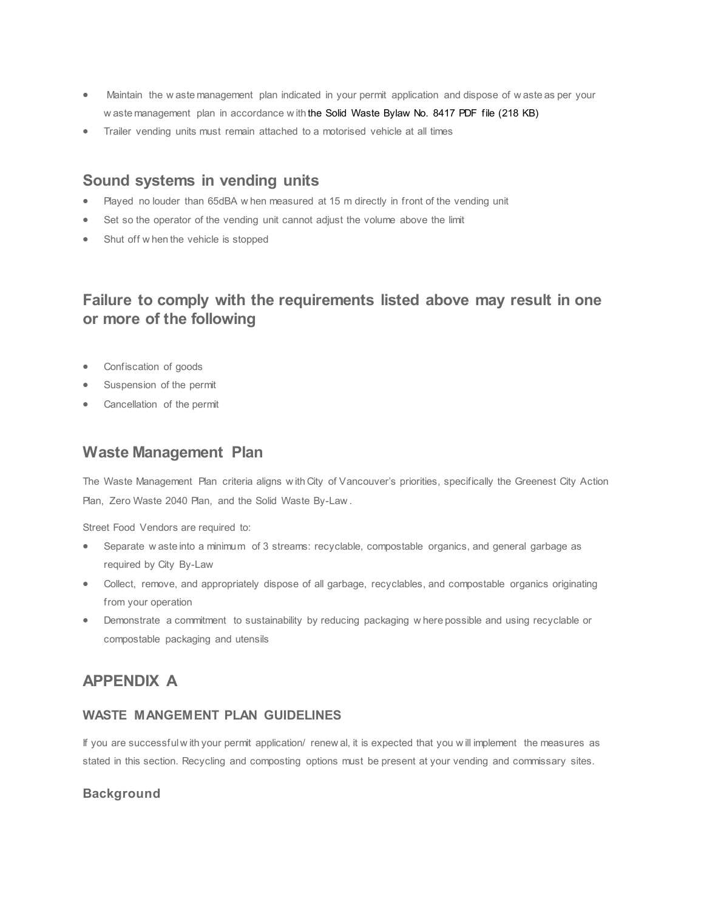- Maintain the waste management plan indicated in your permit application and dispose of waste as per your waste management plan in accordance with the Solid Waste Bylaw No. 8417 PDF file (218 KB)
- Trailer vending units must remain attached to a motorised vehicle at all times

## Sound systems in vending units

- Played no louder than 65dBA when measured at 15 m directly in front of the vending unit
- Set so the operator of the vending unit cannot adjust the volume above the limit
- Shut off when the vehicle is stopped

## Failure to comply with the requirements listed above may result in one or more of the following

- Confiscation of goods
- Suspension of the permit
- Cancellation of the permit

## Waste Management Plan

The Waste Management Plan criteria aligns with City of Vancouver's priorities, specifically the Greenest City Action Plan, Zero Waste 2040 Plan, and the Solid Waste By-Law.

Street Food Vendors are required to:

- Separate waste into a minimum of 3 streams: recyclable, compostable organics, and general garbage as required by City By-Law
- Collect, remove, and appropriately dispose of all garbage, recyclables, and compostable organics originating from your operation
- Demonstrate a commitment to sustainability by reducing packaging where possible and using recyclable or compostable packaging and utensils

## APPENDIX A

### WASTE MANGEMENT PLAN GUIDELINES

If you are successful with your permit application/ renewal, it is expected that you will implement the measures as stated in this section. Recycling and composting options must be present at your vending and commissary sites.

### Background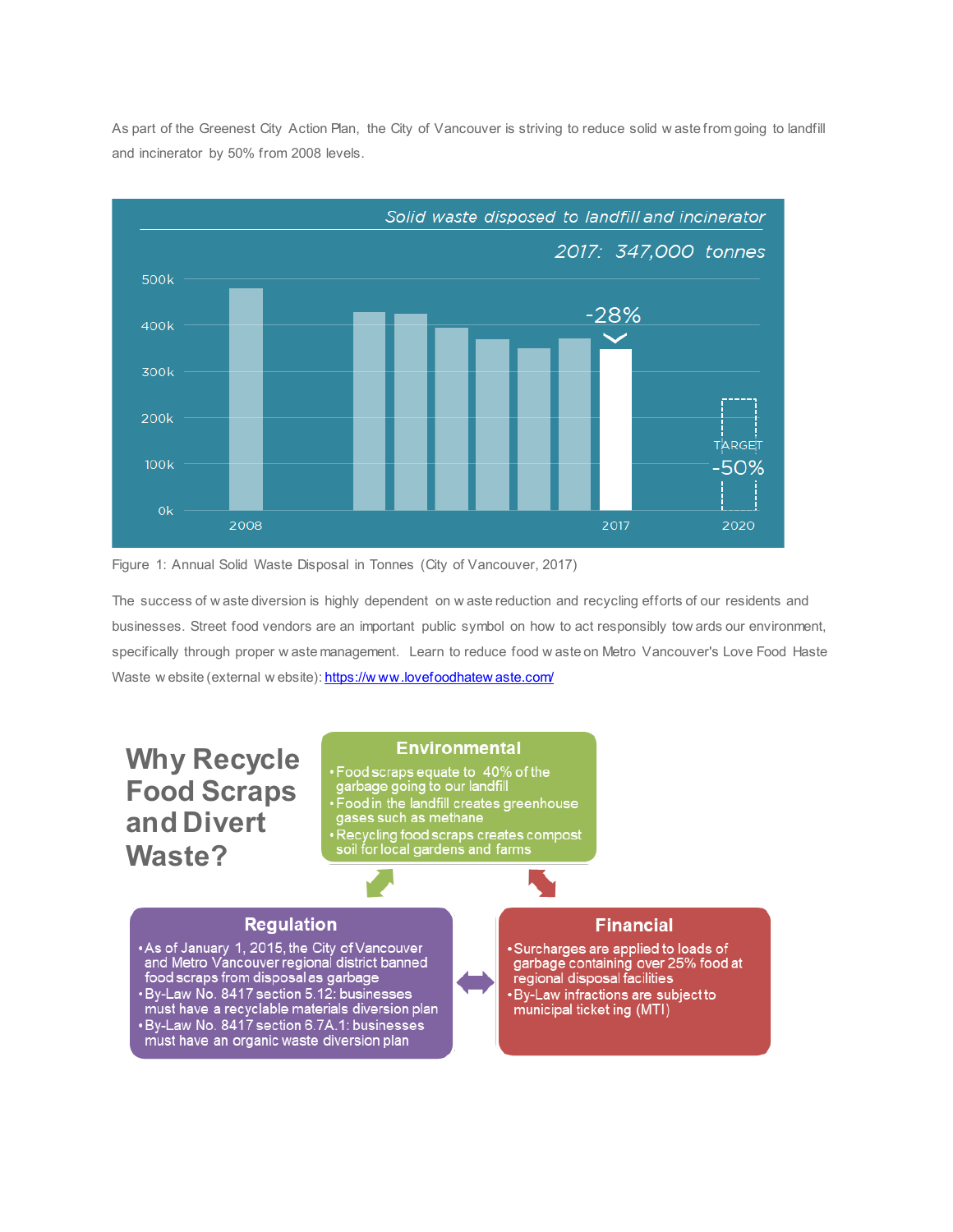As part of the Greenest City Action Plan, the City of Vancouver is striving to reduce solid waste from going to landfill and incinerator by 50% from 2008 levels.

*Solid waste disposed to landfill and incinerator*

*2017: 347,000 tonnes*

Figure 1: Annual Solid Waste Disposal in Tonnes (City of Vancouver, 2017)

The success of waste diversion is highly dependent on waste reduction and recycling efforts of our residents and businesses. Street food vendors are an important public symbol on how to act responsibly towards our environment, specifically through proper waste management. Learn to reduce food waste on Metro Vancouver's Love Food Haste Waste website (external website): [https://www.lovefoodhatewaste.com/](https://www.lovefoodhatewaste.com/)

## Why Recycle Food Scraps and Divert Waste?

### Environmental

- Food scraps equate to 40% of the garbage going to our landfill
- Food in the landfill creates greenhouse gases such as methane
- Recycling food scraps creates compost soil for local gardens and farms

### Regulation

- As of January 1, 2015, the City of Vancouver and Metro Vancouver regional district banned food scraps from disposal as garbage
- By-Law No. 8417 section 5.12: businesses must have a recyclable materials diversion plan
- By-Law No. 8417 section 6.7A.1: businesses must have an organic waste diversion plan

### Financial

- Surcharges are applied to loads of garbage containing over 25% food at regional disposal facilities
- By-Law infractions are subject to municipal ticketing (MTI)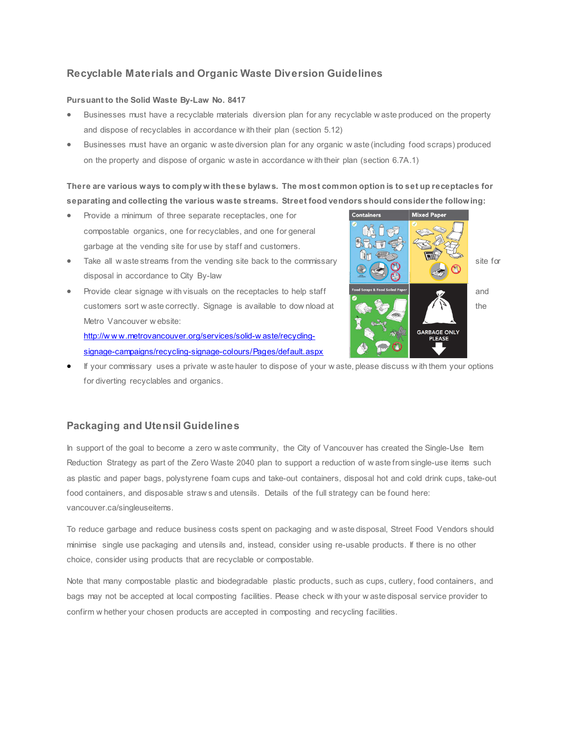## Recyclable Materials and Organic Waste Diversion Guidelines

**Pursuant to the Solid Waste By-Law No. 8417**

- Businesses must have a recyclable materials diversion plan for any recyclable waste produced on the property and dispose of recyclables in accordance with their plan (section 5.12)
- Businesses must have an organic waste diversion plan for any organic waste (including food scraps) produced on the property and dispose of organic waste in accordance with their plan (section 6.7A.1)

**There are various ways to comply with these bylaws. The most common option is to set up receptacles for separating and collecting the various waste streams. Street food vendors should consider the following:**

- Provide a minimum of three separate receptacles, one for compostable organics, one for recyclables, and one for general garbage at the vending site for use by staff and customers.
- Take all waste streams from the vending site back to the commissary site for disposal in accordance to City By-law
- Provide clear signage with visuals on the receptacles to help staff and customers sort waste correctly. Signage is available to download at the Metro Vancouver website: [http://www.metrovancouver.org/services/solid-waste/recycling-signage-campaigns/recycling-signage-colours/Pages/default.aspx](http://www.metrovancouver.org/services/solid-waste/recycling-signage-campaigns/recycling-signage-colours/Pages/default.aspx)
- If your commissary uses a private waste hauler to dispose of your waste, please discuss with them your options for diverting recyclables and organics.

Containers

Mixed Paper

Food Scraps & Food Soiled Paper

GARBAGE ONLY PLEASE

## Packaging and Utensil Guidelines

In support of the goal to become a zero waste community, the City of Vancouver has created the Single-Use Item Reduction Strategy as part of the Zero Waste 2040 plan to support a reduction of waste from single-use items such as plastic and paper bags, polystyrene foam cups and take-out containers, disposal hot and cold drink cups, take-out food containers, and disposable straws and utensils. Details of the full strategy can be found here: vancouver.ca/singleuseitems.

To reduce garbage and reduce business costs spent on packaging and waste disposal, Street Food Vendors should minimise single use packaging and utensils and, instead, consider using re-usable products. If there is no other choice, consider using products that are recyclable or compostable.

Note that many compostable plastic and biodegradable plastic products, such as cups, cutlery, food containers, and bags may not be accepted at local composting facilities. Please check with your waste disposal service provider to confirm whether your chosen products are accepted in composting and recycling facilities.